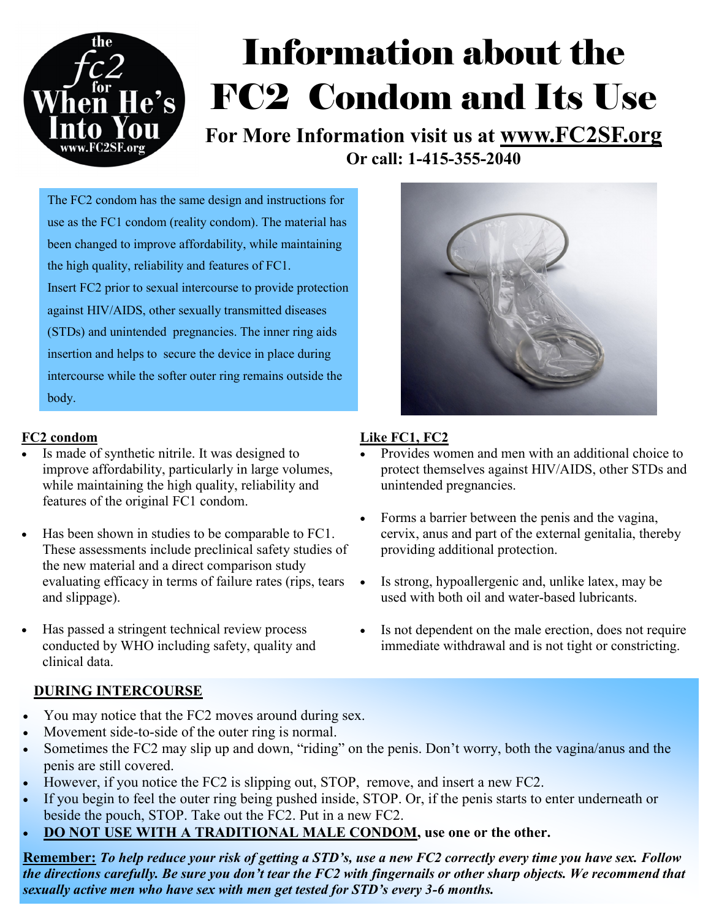the fc2 for When He's Into You
www.FC2SF.org

# Information about the FC2 Condom and Its Use

**For More Information visit us at www.FC2SF.org**
**Or call: 1-415-355-2040**

The FC2 condom has the same design and instructions for use as the FC1 condom (reality condom). The material has been changed to improve affordability, while maintaining the high quality, reliability and features of FC1.
Insert FC2 prior to sexual intercourse to provide protection against HIV/AIDS, other sexually transmitted diseases (STDs) and unintended pregnancies. The inner ring aids insertion and helps to secure the device in place during intercourse while the softer outer ring remains outside the body.

**FC2 condom**

- Is made of synthetic nitrile. It was designed to improve affordability, particularly in large volumes, while maintaining the high quality, reliability and features of the original FC1 condom.
- Has been shown in studies to be comparable to FC1. These assessments include preclinical safety studies of the new material and a direct comparison study evaluating efficacy in terms of failure rates (rips, tears and slippage).
- Has passed a stringent technical review process conducted by WHO including safety, quality and clinical data.

**Like FC1, FC2**

- Provides women and men with an additional choice to protect themselves against HIV/AIDS, other STDs and unintended pregnancies.
- Forms a barrier between the penis and the vagina, cervix, anus and part of the external genitalia, thereby providing additional protection.
- Is strong, hypoallergenic and, unlike latex, may be used with both oil and water-based lubricants.
- Is not dependent on the male erection, does not require immediate withdrawal and is not tight or constricting.

**DURING INTERCOURSE**

- You may notice that the FC2 moves around during sex.
- Movement side-to-side of the outer ring is normal.
- Sometimes the FC2 may slip up and down, "riding" on the penis. Don't worry, both the vagina/anus and the penis are still covered.
- However, if you notice the FC2 is slipping out, STOP, remove, and insert a new FC2.
- If you begin to feel the outer ring being pushed inside, STOP. Or, if the penis starts to enter underneath or beside the pouch, STOP. Take out the FC2. Put in a new FC2.
- **DO NOT USE WITH A TRADITIONAL MALE CONDOM, use one or the other.**

**Remember:** ***To help reduce your risk of getting a STD's, use a new FC2 correctly every time you have sex. Follow the directions carefully. Be sure you don't tear the FC2 with fingernails or other sharp objects. We recommend that sexually active men who have sex with men get tested for STD's every 3-6 months.***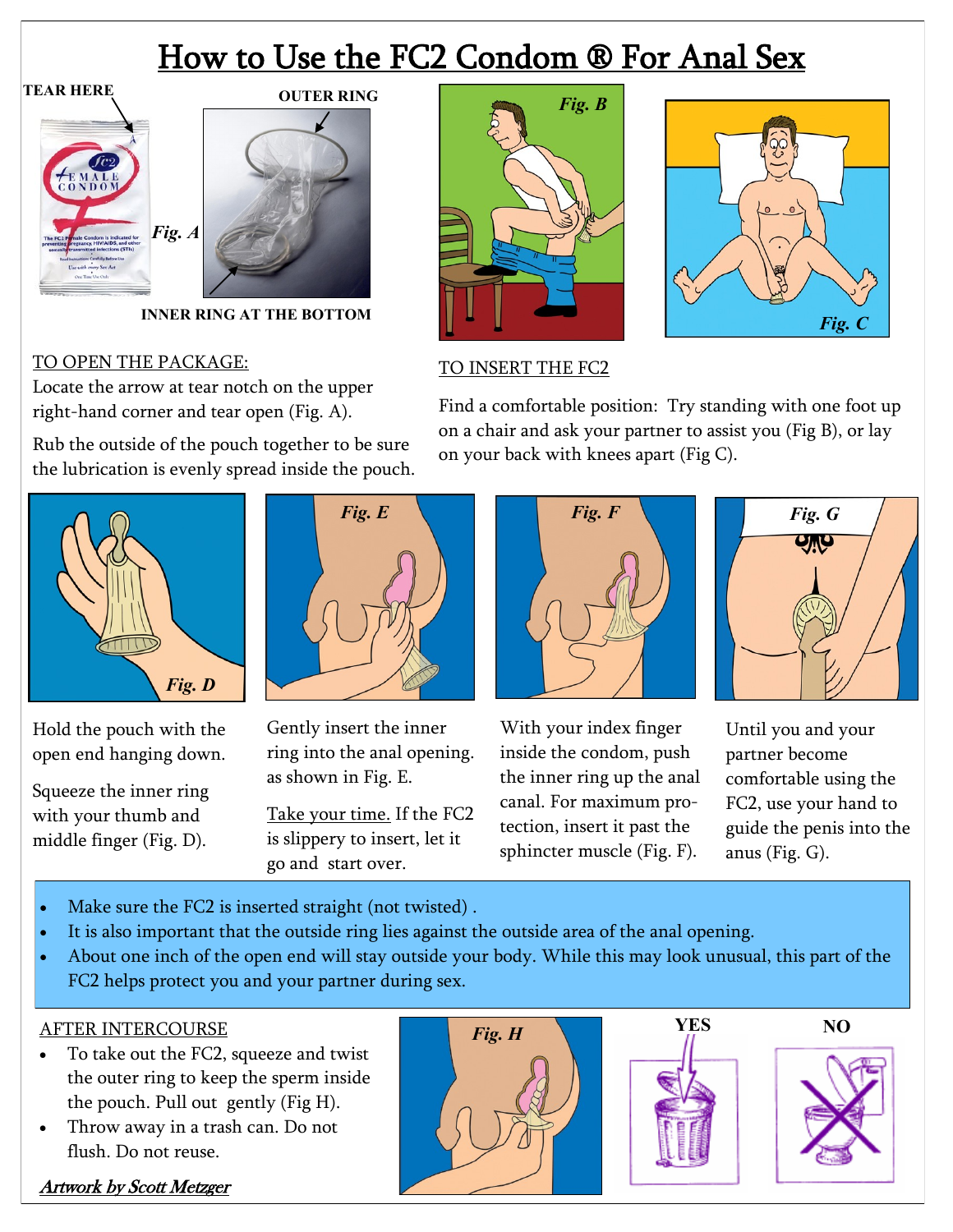# How to Use the FC2 Condom ® For Anal Sex

TEAR HERE

OUTER RING

Fig. A

INNER RING AT THE BOTTOM

Fig. B

Fig. C

TO OPEN THE PACKAGE:

Locate the arrow at tear notch on the upper right-hand corner and tear open (Fig. A).

Rub the outside of the pouch together to be sure the lubrication is evenly spread inside the pouch.

TO INSERT THE FC2

Find a comfortable position: Try standing with one foot up on a chair and ask your partner to assist you (Fig B), or lay on your back with knees apart (Fig C).

Fig. D

Hold the pouch with the open end hanging down.

Squeeze the inner ring with your thumb and middle finger (Fig. D).

Fig. E

Gently insert the inner ring into the anal opening. as shown in Fig. E.

Take your time. If the FC2 is slippery to insert, let it go and start over.

Fig. F

With your index finger inside the condom, push the inner ring up the anal canal. For maximum protection, insert it past the sphincter muscle (Fig. F).

Fig. G

Until you and your partner become comfortable using the FC2, use your hand to guide the penis into the anus (Fig. G).

- Make sure the FC2 is inserted straight (not twisted) .
- It is also important that the outside ring lies against the outside area of the anal opening.
- About one inch of the open end will stay outside your body. While this may look unusual, this part of the FC2 helps protect you and your partner during sex.

AFTER INTERCOURSE

- To take out the FC2, squeeze and twist the outer ring to keep the sperm inside the pouch. Pull out gently (Fig H).
- Throw away in a trash can. Do not flush. Do not reuse.

Fig. H

YES

NO

*Artwork by Scott Metzger*